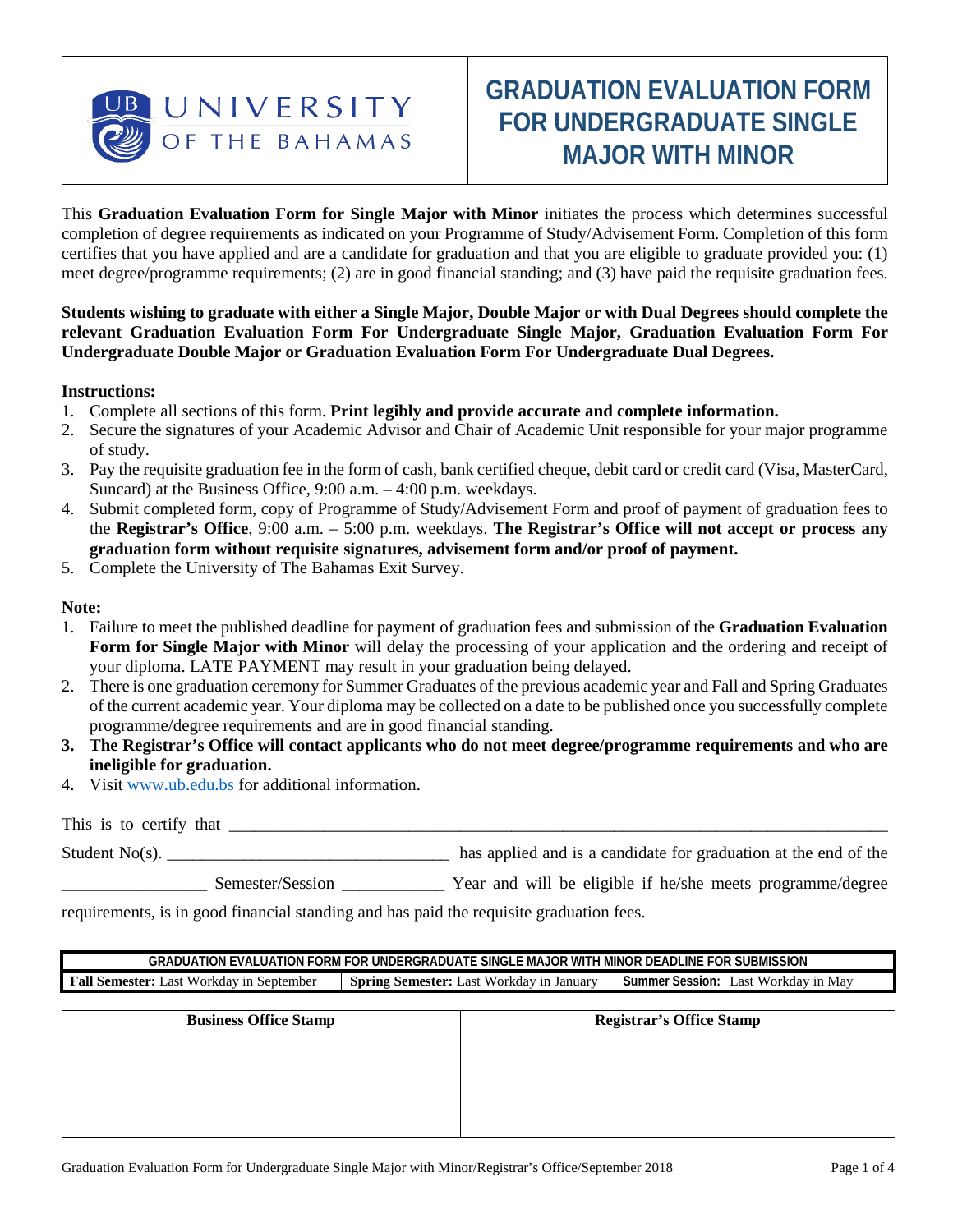UNIVERSITY OF THE BAHAMAS

# GRADUATION EVALUATION FORM FOR UNDERGRADUATE SINGLE MAJOR WITH MINOR

This **Graduation Evaluation Form for Single Major with Minor** initiates the process which determines successful completion of degree requirements as indicated on your Programme of Study/Advisement Form. Completion of this form certifies that you have applied and are a candidate for graduation and that you are eligible to graduate provided you: (1) meet degree/programme requirements; (2) are in good financial standing; and (3) have paid the requisite graduation fees.

**Students wishing to graduate with either a Single Major, Double Major or with Dual Degrees should complete the relevant Graduation Evaluation Form For Undergraduate Single Major, Graduation Evaluation Form For Undergraduate Double Major or Graduation Evaluation Form For Undergraduate Dual Degrees.**

**Instructions:**

1. Complete all sections of this form. **Print legibly and provide accurate and complete information.**
2. Secure the signatures of your Academic Advisor and Chair of Academic Unit responsible for your major programme of study.
3. Pay the requisite graduation fee in the form of cash, bank certified cheque, debit card or credit card (Visa, MasterCard, Suncard) at the Business Office, 9:00 a.m. – 4:00 p.m. weekdays.
4. Submit completed form, copy of Programme of Study/Advisement Form and proof of payment of graduation fees to the **Registrar's Office**, 9:00 a.m. – 5:00 p.m. weekdays. **The Registrar's Office will not accept or process any graduation form without requisite signatures, advisement form and/or proof of payment.**
5. Complete the University of The Bahamas Exit Survey.

**Note:**

1. Failure to meet the published deadline for payment of graduation fees and submission of the **Graduation Evaluation Form for Single Major with Minor** will delay the processing of your application and the ordering and receipt of your diploma. LATE PAYMENT may result in your graduation being delayed.
2. There is one graduation ceremony for Summer Graduates of the previous academic year and Fall and Spring Graduates of the current academic year. Your diploma may be collected on a date to be published once you successfully complete programme/degree requirements and are in good financial standing.
3. **The Registrar's Office will contact applicants who do not meet degree/programme requirements and who are ineligible for graduation.**
4. Visit www.ub.edu.bs for additional information.

This is to certify that ________________________________________________________________________

Student No(s). ________________________________ has applied and is a candidate for graduation at the end of the

________________ Semester/Session ___________ Year and will be eligible if he/she meets programme/degree requirements, is in good financial standing and has paid the requisite graduation fees.

| GRADUATION EVALUATION FORM FOR UNDERGRADUATE SINGLE MAJOR WITH MINOR DEADLINE FOR SUBMISSION | | |
|---|---|---|
| **Fall Semester:** Last Workday in September | **Spring Semester:** Last Workday in January | **Summer Session:** Last Workday in May |

| Business Office Stamp | Registrar's Office Stamp |
|---|---|
| | |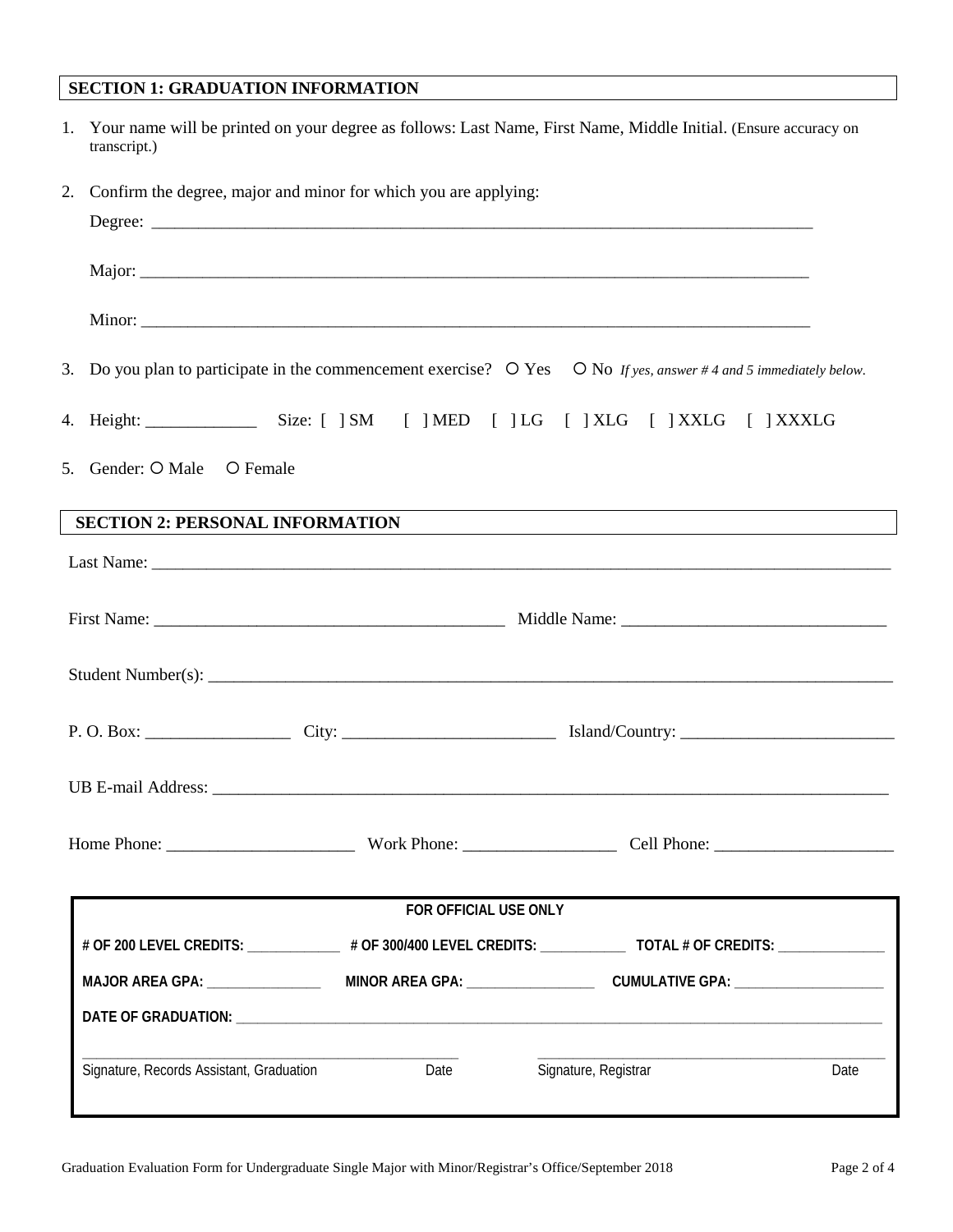## SECTION 1: GRADUATION INFORMATION

1. Your name will be printed on your degree as follows: Last Name, First Name, Middle Initial. (Ensure accuracy on transcript.)

2. Confirm the degree, major and minor for which you are applying:

   Degree: ______________________________________________________________________________

   Major: _______________________________________________________________________________

   Minor: _______________________________________________________________________________

3. Do you plan to participate in the commencement exercise? ○ Yes ○ No *If yes, answer # 4 and 5 immediately below.*

4. Height: _____________ Size: [ ] SM [ ] MED [ ] LG [ ] XLG [ ] XXLG [ ] XXXLG

5. Gender: ○ Male ○ Female

## SECTION 2: PERSONAL INFORMATION

Last Name: ____________________________________________________________________________________

First Name: _________________________________________ Middle Name: _______________________________

Student Number(s): _____________________________________________________________________________

P. O. Box: _________________ City: _________________________ Island/Country: _________________________

UB E-mail Address: _____________________________________________________________________________

Home Phone: ______________________ Work Phone: __________________ Cell Phone: _____________________

**FOR OFFICIAL USE ONLY**

**# OF 200 LEVEL CREDITS:** _____________ **# OF 300/400 LEVEL CREDITS:** ____________ **TOTAL # OF CREDITS:** _______________

**MAJOR AREA GPA:** ________________ **MINOR AREA GPA:** __________________ **CUMULATIVE GPA:** _____________________

**DATE OF GRADUATION:** ________________________________________________________________________________

_______________________________________________ _______________________________________________

Signature, Records Assistant, Graduation Date Signature, Registrar Date

Graduation Evaluation Form for Undergraduate Single Major with Minor/Registrar's Office/September 2018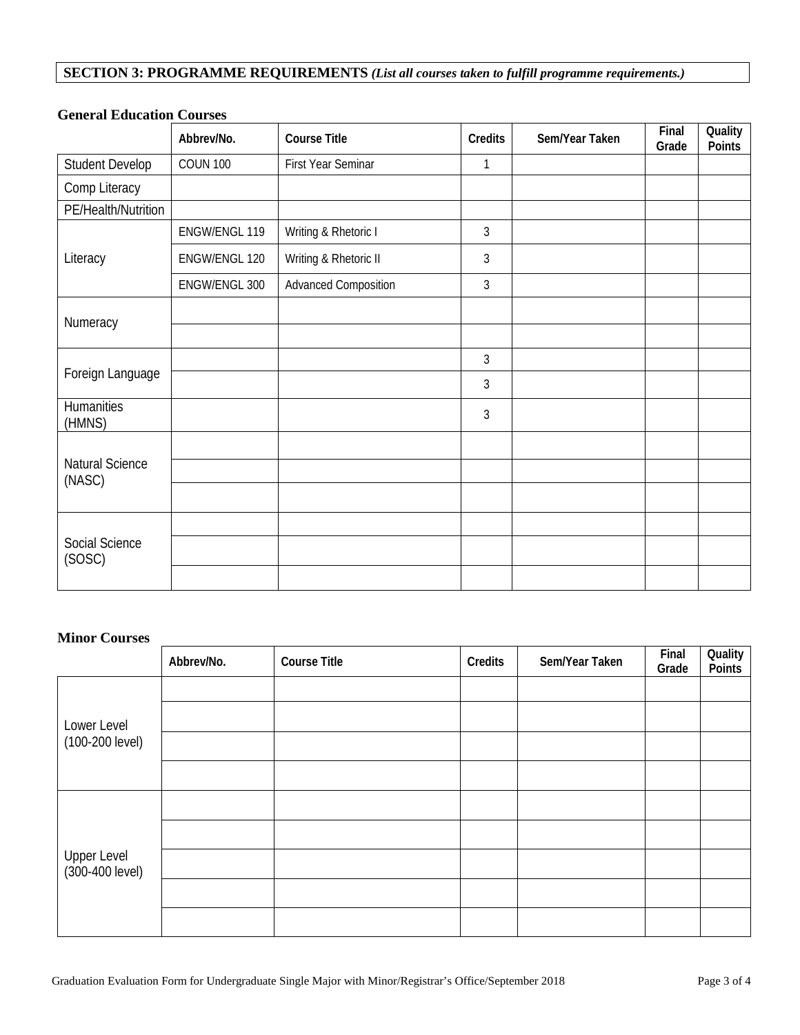## SECTION 3: PROGRAMME REQUIREMENTS *(List all courses taken to fulfill programme requirements.)*

### General Education Courses

| | Abbrev/No. | Course Title | Credits | Sem/Year Taken | Final Grade | Quality Points |
|---|---|---|---|---|---|---|
| Student Develop | COUN 100 | First Year Seminar | 1 | | | |
| Comp Literacy | | | | | | |
| PE/Health/Nutrition | | | | | | |
| Literacy | ENGW/ENGL 119 | Writing & Rhetoric I | 3 | | | |
| | ENGW/ENGL 120 | Writing & Rhetoric II | 3 | | | |
| | ENGW/ENGL 300 | Advanced Composition | 3 | | | |
| Numeracy | | | | | | |
| | | | | | | |
| Foreign Language | | | 3 | | | |
| | | | 3 | | | |
| Humanities (HMNS) | | | 3 | | | |
| Natural Science (NASC) | | | | | | |
| | | | | | | |
| | | | | | | |
| Social Science (SOSC) | | | | | | |
| | | | | | | |
| | | | | | | |

### Minor Courses

| | Abbrev/No. | Course Title | Credits | Sem/Year Taken | Final Grade | Quality Points |
|---|---|---|---|---|---|---|
| Lower Level (100-200 level) | | | | | | |
| | | | | | | |
| | | | | | | |
| | | | | | | |
| Upper Level (300-400 level) | | | | | | |
| | | | | | | |
| | | | | | | |
| | | | | | | |
| | | | | | | |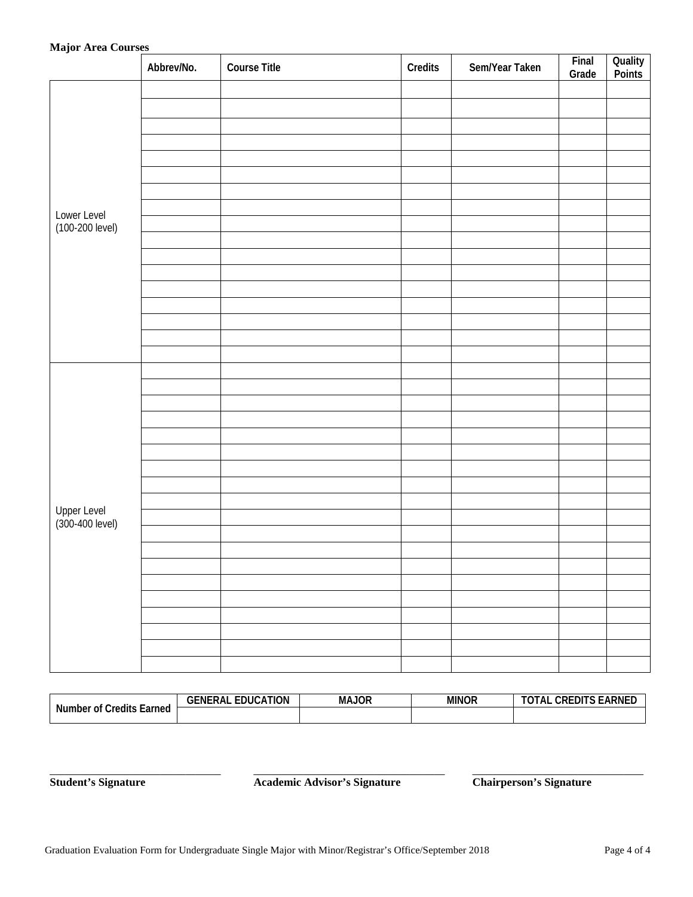**Major Area Courses**

| | Abbrev/No. | Course Title | Credits | Sem/Year Taken | Final Grade | Quality Points |
|---|---|---|---|---|---|---|
| Lower Level (100-200 level) | | | | | | |
| | | | | | | |
| | | | | | | |
| | | | | | | |
| | | | | | | |
| | | | | | | |
| | | | | | | |
| | | | | | | |
| | | | | | | |
| | | | | | | |
| | | | | | | |
| | | | | | | |
| | | | | | | |
| | | | | | | |
| | | | | | | |
| | | | | | | |
| | | | | | | |
| Upper Level (300-400 level) | | | | | | |
| | | | | | | |
| | | | | | | |
| | | | | | | |
| | | | | | | |
| | | | | | | |
| | | | | | | |
| | | | | | | |
| | | | | | | |
| | | | | | | |
| | | | | | | |
| | | | | | | |
| | | | | | | |
| | | | | | | |
| | | | | | | |
| | | | | | | |
| | | | | | | |
| | | | | | | |
| | | | | | | |

| Number of Credits Earned | GENERAL EDUCATION | MAJOR | MINOR | TOTAL CREDITS EARNED |
|---|---|---|---|---|
| | | | | |

**Student's Signature** **Academic Advisor's Signature** **Chairperson's Signature**

Graduation Evaluation Form for Undergraduate Single Major with Minor/Registrar's Office/September 2018